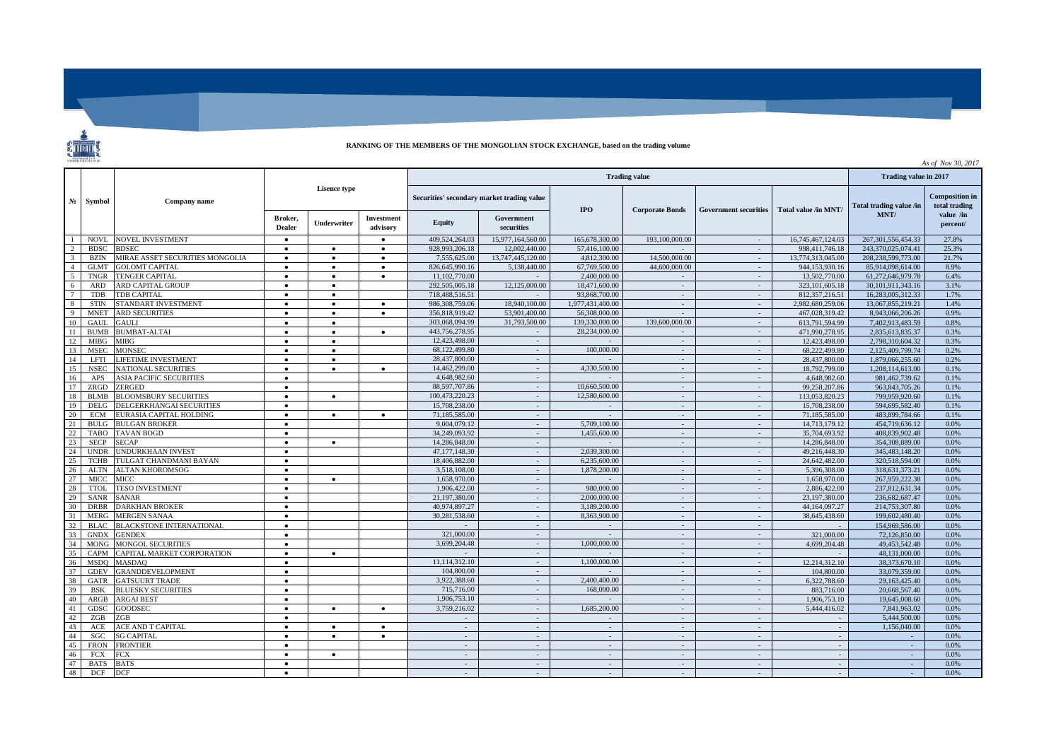**RANKING OF THE MEMBERS OF THE MONGOLIAN STOCK EXCHANGE, based on the trading volume**

*As of Nov 30, 2017*

| № | Symbol | Company name | Lisence type | | | Trading value | | | | | | Trading value in 2017 | |
|---|---|---|---|---|---|---|---|---|---|---|---|---|---|
| | | | Broker, Dealer | Underwriter | Investment advisory | Securities' secondary market trading value: Equity | Securities' secondary market trading value: Government securities | IPO | Corporate Bonds | Government securities | Total value /in MNT/ | Total trading value /in MNT/ | Composition in total trading value /in percent/ |
| 1 | NOVL | NOVEL INVESTMENT | • | | • | 409,524,264.03 | 15,977,164,560.00 | 165,678,300.00 | 193,100,000.00 | - | 16,745,467,124.03 | 267,301,556,454.33 | 27.8% |
| 2 | BDSC | BDSEC | • | • | • | 928,993,206.18 | 12,002,440.00 | 57,416,100.00 | - | - | 998,411,746.18 | 243,370,025,074.41 | 25.3% |
| 3 | BZIN | MIRAE ASSET SECURITIES MONGOLIA | • | • | • | 7,555,625.00 | 13,747,445,120.00 | 4,812,300.00 | 14,500,000.00 | - | 13,774,313,045.00 | 208,238,599,773.00 | 21.7% |
| 4 | GLMT | GOLOMT CAPITAL | • | • | • | 826,645,990.16 | 5,138,440.00 | 67,769,500.00 | 44,600,000.00 | - | 944,153,930.16 | 85,914,098,614.00 | 8.9% |
| 5 | TNGR | TENGER CAPITAL | • | • | • | 11,102,770.00 | - | 2,400,000.00 | - | - | 13,502,770.00 | 61,272,646,979.78 | 6.4% |
| 6 | ARD | ARD CAPITAL GROUP | • | • | | 292,505,005.18 | 12,125,000.00 | 18,471,600.00 | - | - | 323,101,605.18 | 30,101,911,343.16 | 3.1% |
| 7 | TDB | TDB CAPITAL | • | • | | 718,488,516.51 | - | 93,868,700.00 | - | - | 812,357,216.51 | 16,283,005,312.33 | 1.7% |
| 8 | STIN | STANDART INVESTMENT | • | • | • | 986,308,759.06 | 18,940,100.00 | 1,977,431,400.00 | - | - | 2,982,680,259.06 | 13,067,855,219.21 | 1.4% |
| 9 | MNET | ARD SECURITIES | • | • | • | 356,818,919.42 | 53,901,400.00 | 56,308,000.00 | - | - | 467,028,319.42 | 8,943,066,206.26 | 0.9% |
| 10 | GAUL | GAULI | • | • | | 303,068,094.99 | 31,793,500.00 | 139,330,000.00 | 139,600,000.00 | - | 613,791,594.99 | 7,402,913,483.59 | 0.8% |
| 11 | BUMB | BUMBAT-ALTAI | • | • | • | 443,756,278.95 | - | 28,234,000.00 | - | - | 471,990,278.95 | 2,835,613,835.37 | 0.3% |
| 12 | MIBG | MIBG | • | • | | 12,423,498.00 | - | - | - | - | 12,423,498.00 | 2,798,310,604.32 | 0.3% |
| 13 | MSEC | MONSEC | • | • | | 68,122,499.80 | - | 100,000.00 | - | - | 68,222,499.80 | 2,125,409,799.74 | 0.2% |
| 14 | LFTI | LIFETIME INVESTMENT | • | • | | 28,437,800.00 | - | - | - | - | 28,437,800.00 | 1,879,066,255.60 | 0.2% |
| 15 | NSEC | NATIONAL SECURITIES | • | • | • | 14,462,299.00 | - | 4,330,500.00 | - | - | 18,792,799.00 | 1,208,114,613.00 | 0.1% |
| 16 | APS | ASIA PACIFIC SECURITIES | • | | | 4,648,982.60 | - | - | - | - | 4,648,982.60 | 981,462,739.62 | 0.1% |
| 17 | ZRGD | ZERGED | • | | | 88,597,707.86 | - | 10,660,500.00 | - | - | 99,258,207.86 | 963,843,705.26 | 0.1% |
| 18 | BLMB | BLOOMSBURY SECURITIES | • | • | | 100,473,220.23 | - | 12,580,600.00 | - | - | 113,053,820.23 | 799,959,920.60 | 0.1% |
| 19 | DELG | DELGERKHANGAI SECURITIES | • | | | 15,708,238.00 | - | - | - | - | 15,708,238.00 | 594,695,582.40 | 0.1% |
| 20 | ECM | EURASIA CAPITAL HOLDING | • | • | • | 71,185,585.00 | - | - | - | - | 71,185,585.00 | 483,899,784.66 | 0.1% |
| 21 | BULG | BULGAN BROKER | • | | | 9,004,079.12 | - | 5,709,100.00 | - | - | 14,713,179.12 | 454,719,636.12 | 0.0% |
| 22 | TABO | TAVAN BOGD | • | | | 34,249,093.92 | - | 1,455,600.00 | - | - | 35,704,693.92 | 408,839,902.48 | 0.0% |
| 23 | SECP | SECAP | • | • | | 14,286,848.00 | - | - | - | - | 14,286,848.00 | 354,308,889.00 | 0.0% |
| 24 | UNDR | UNDURKHAAN INVEST | • | | | 47,177,148.30 | - | 2,039,300.00 | - | - | 49,216,448.30 | 345,483,148.20 | 0.0% |
| 25 | TCHB | TULGAT CHANDMANI BAYAN | • | | | 18,406,882.00 | - | 6,235,600.00 | - | - | 24,642,482.00 | 320,518,594.00 | 0.0% |
| 26 | ALTN | ALTAN KHOROMSOG | • | | | 3,518,108.00 | - | 1,878,200.00 | - | - | 5,396,308.00 | 318,631,373.21 | 0.0% |
| 27 | MICC | MICC | • | • | | 1,658,970.00 | - | - | - | - | 1,658,970.00 | 267,959,222.38 | 0.0% |
| 28 | TTOL | TESO INVESTMENT | • | | | 1,906,422.00 | - | 980,000.00 | - | - | 2,886,422.00 | 237,812,631.34 | 0.0% |
| 29 | SANR | SANAR | • | | | 21,197,380.00 | - | 2,000,000.00 | - | - | 23,197,380.00 | 236,682,687.47 | 0.0% |
| 30 | DRBR | DARKHAN BROKER | • | | | 40,974,897.27 | - | 3,189,200.00 | - | - | 44,164,097.27 | 214,753,307.80 | 0.0% |
| 31 | MERG | MERGEN SANAA | • | | | 30,281,538.60 | - | 8,363,900.00 | - | - | 38,645,438.60 | 199,602,480.40 | 0.0% |
| 32 | BLAC | BLACKSTONE INTERNATIONAL | • | | | - | - | - | - | - | - | 154,969,586.00 | 0.0% |
| 33 | GNDX | GENDEX | • | | | 321,000.00 | - | - | - | - | 321,000.00 | 72,126,850.00 | 0.0% |
| 34 | MONG | MONGOL SECURITIES | • | | | 3,699,204.48 | - | 1,000,000.00 | - | - | 4,699,204.48 | 49,453,542.48 | 0.0% |
| 35 | CAPM | CAPITAL MARKET CORPORATION | • | • | | - | - | - | - | - | - | 48,131,000.00 | 0.0% |
| 36 | MSDQ | MASDAQ | • | | | 11,114,312.10 | - | 1,100,000.00 | - | - | 12,214,312.10 | 38,373,670.10 | 0.0% |
| 37 | GDEV | GRANDDEVELOPMENT | • | | | 104,800.00 | - | - | - | - | 104,800.00 | 33,079,359.00 | 0.0% |
| 38 | GATR | GATSUURT TRADE | • | | | 3,922,388.60 | - | 2,400,400.00 | - | - | 6,322,788.60 | 29,163,425.40 | 0.0% |
| 39 | BSK | BLUESKY SECURITIES | • | | | 715,716.00 | - | 168,000.00 | - | - | 883,716.00 | 20,668,567.40 | 0.0% |
| 40 | ARGB | ARGAI BEST | • | | | 1,906,753.10 | - | - | - | - | 1,906,753.10 | 19,645,008.60 | 0.0% |
| 41 | GDSC | GOODSEC | • | • | • | 3,759,216.02 | - | 1,685,200.00 | - | - | 5,444,416.02 | 7,841,963.02 | 0.0% |
| 42 | ZGB | ZGB | • | | | - | - | - | - | - | - | 5,444,500.00 | 0.0% |
| 43 | ACE | ACE AND T CAPITAL | • | • | • | - | - | - | - | - | - | 1,156,040.00 | 0.0% |
| 44 | SGC | SG CAPITAL | • | • | • | - | - | - | - | - | - | - | 0.0% |
| 45 | FRON | FRONTIER | • | | | - | - | - | - | - | - | - | 0.0% |
| 46 | FCX | FCX | • | • | | - | - | - | - | - | - | - | 0.0% |
| 47 | BATS | BATS | • | | | - | - | - | - | - | - | - | 0.0% |
| 48 | DCF | DCF | • | | | - | - | - | - | - | - | - | 0.0% |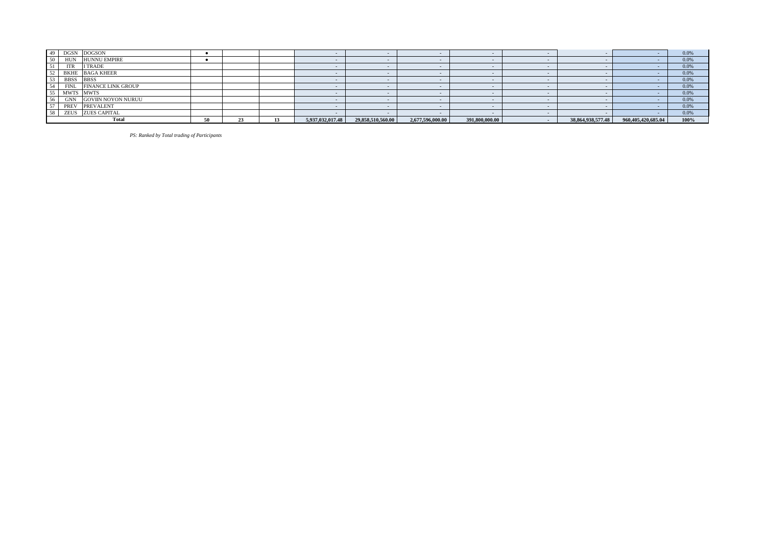| | | | | | | | | | | | | | |
|---|---|---|---|---|---|---|---|---|---|---|---|---|---|
| 49 | DGSN | DOGSON | • | | | - | - | - | - | - | - | - | 0.0% |
| 50 | HUN | HUNNU EMPIRE | • | | | - | - | - | - | - | - | - | 0.0% |
| 51 | ITR | I TRADE | | | | - | - | - | - | - | - | - | 0.0% |
| 52 | BKHE | BAGA KHEER | | | | - | - | - | - | - | - | - | 0.0% |
| 53 | BBSS | BBSS | | | | - | - | - | - | - | - | - | 0.0% |
| 54 | FINL | FINANCE LINK GROUP | | | | - | - | - | - | - | - | - | 0.0% |
| 55 | MWTS | MWTS | | | | - | - | - | - | - | - | - | 0.0% |
| 56 | GNN | GOVIIN NOYON NURUU | | | | - | - | - | - | - | - | - | 0.0% |
| 57 | PREV | PREVALENT | | | | - | - | - | - | - | - | - | 0.0% |
| 58 | ZEUS | ZUES CAPITAL | | | | - | - | - | - | - | - | - | 0.0% |
| **Total** | | | **50** | **23** | **13** | **5,937,032,017.48** | **29,858,510,560.00** | **2,677,596,000.00** | **391,800,000.00** | **-** | **38,864,938,577.48** | **960,405,420,685.04** | **100%** |

*PS: Ranked by Total trading of Participants*